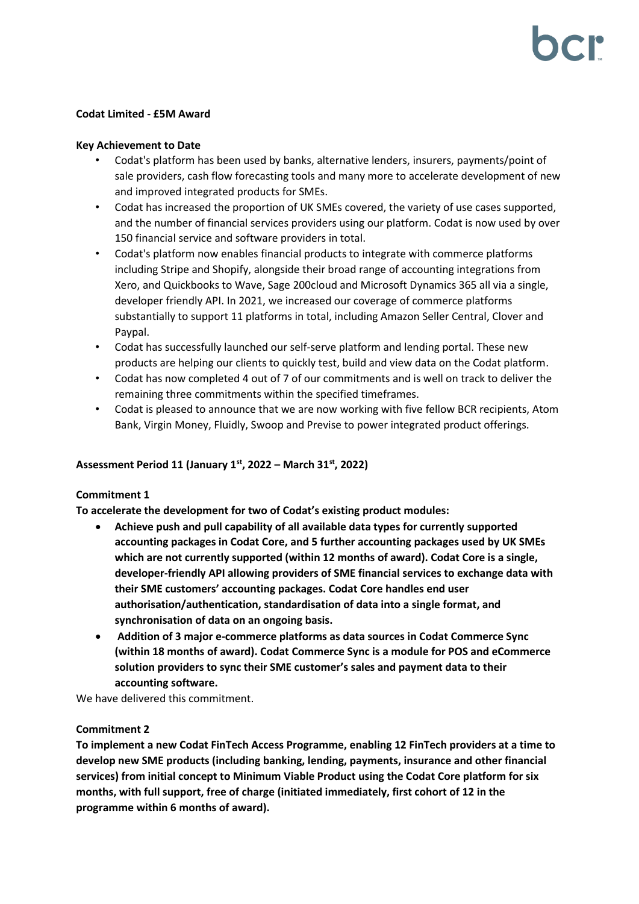**Codat Limited - £5M Award**

**Key Achievement to Date**

- Codat's platform has been used by banks, alternative lenders, insurers, payments/point of sale providers, cash flow forecasting tools and many more to accelerate development of new and improved integrated products for SMEs.
- Codat has increased the proportion of UK SMEs covered, the variety of use cases supported, and the number of financial services providers using our platform. Codat is now used by over 150 financial service and software providers in total.
- Codat's platform now enables financial products to integrate with commerce platforms including Stripe and Shopify, alongside their broad range of accounting integrations from Xero, and Quickbooks to Wave, Sage 200cloud and Microsoft Dynamics 365 all via a single, developer friendly API. In 2021, we increased our coverage of commerce platforms substantially to support 11 platforms in total, including Amazon Seller Central, Clover and Paypal.
- Codat has successfully launched our self-serve platform and lending portal. These new products are helping our clients to quickly test, build and view data on the Codat platform.
- Codat has now completed 4 out of 7 of our commitments and is well on track to deliver the remaining three commitments within the specified timeframes.
- Codat is pleased to announce that we are now working with five fellow BCR recipients, Atom Bank, Virgin Money, Fluidly, Swoop and Previse to power integrated product offerings.

**Assessment Period 11 (January 1st, 2022 – March 31st, 2022)**

**Commitment 1**

**To accelerate the development for two of Codat's existing product modules:**

- **Achieve push and pull capability of all available data types for currently supported accounting packages in Codat Core, and 5 further accounting packages used by UK SMEs which are not currently supported (within 12 months of award). Codat Core is a single, developer-friendly API allowing providers of SME financial services to exchange data with their SME customers' accounting packages. Codat Core handles end user authorisation/authentication, standardisation of data into a single format, and synchronisation of data on an ongoing basis.**
- **Addition of 3 major e-commerce platforms as data sources in Codat Commerce Sync (within 18 months of award). Codat Commerce Sync is a module for POS and eCommerce solution providers to sync their SME customer's sales and payment data to their accounting software.**

We have delivered this commitment.

**Commitment 2**

**To implement a new Codat FinTech Access Programme, enabling 12 FinTech providers at a time to develop new SME products (including banking, lending, payments, insurance and other financial services) from initial concept to Minimum Viable Product using the Codat Core platform for six months, with full support, free of charge (initiated immediately, first cohort of 12 in the programme within 6 months of award).**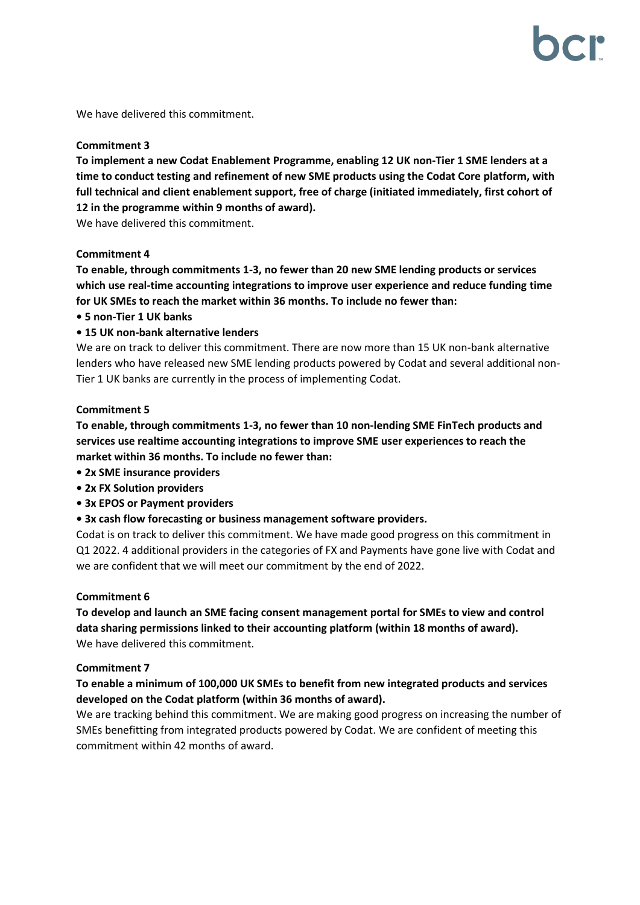We have delivered this commitment.

**Commitment 3**

**To implement a new Codat Enablement Programme, enabling 12 UK non-Tier 1 SME lenders at a time to conduct testing and refinement of new SME products using the Codat Core platform, with full technical and client enablement support, free of charge (initiated immediately, first cohort of 12 in the programme within 9 months of award).**

We have delivered this commitment.

**Commitment 4**

**To enable, through commitments 1-3, no fewer than 20 new SME lending products or services which use real-time accounting integrations to improve user experience and reduce funding time for UK SMEs to reach the market within 36 months. To include no fewer than:**

- **5 non-Tier 1 UK banks**
- **15 UK non-bank alternative lenders**

We are on track to deliver this commitment. There are now more than 15 UK non-bank alternative lenders who have released new SME lending products powered by Codat and several additional non-Tier 1 UK banks are currently in the process of implementing Codat.

**Commitment 5**

**To enable, through commitments 1-3, no fewer than 10 non-lending SME FinTech products and services use realtime accounting integrations to improve SME user experiences to reach the market within 36 months. To include no fewer than:**

- **2x SME insurance providers**
- **2x FX Solution providers**
- **3x EPOS or Payment providers**
- **3x cash flow forecasting or business management software providers.**

Codat is on track to deliver this commitment. We have made good progress on this commitment in Q1 2022. 4 additional providers in the categories of FX and Payments have gone live with Codat and we are confident that we will meet our commitment by the end of 2022.

**Commitment 6**

**To develop and launch an SME facing consent management portal for SMEs to view and control data sharing permissions linked to their accounting platform (within 18 months of award).**

We have delivered this commitment.

**Commitment 7**

**To enable a minimum of 100,000 UK SMEs to benefit from new integrated products and services developed on the Codat platform (within 36 months of award).**

We are tracking behind this commitment. We are making good progress on increasing the number of SMEs benefitting from integrated products powered by Codat. We are confident of meeting this commitment within 42 months of award.